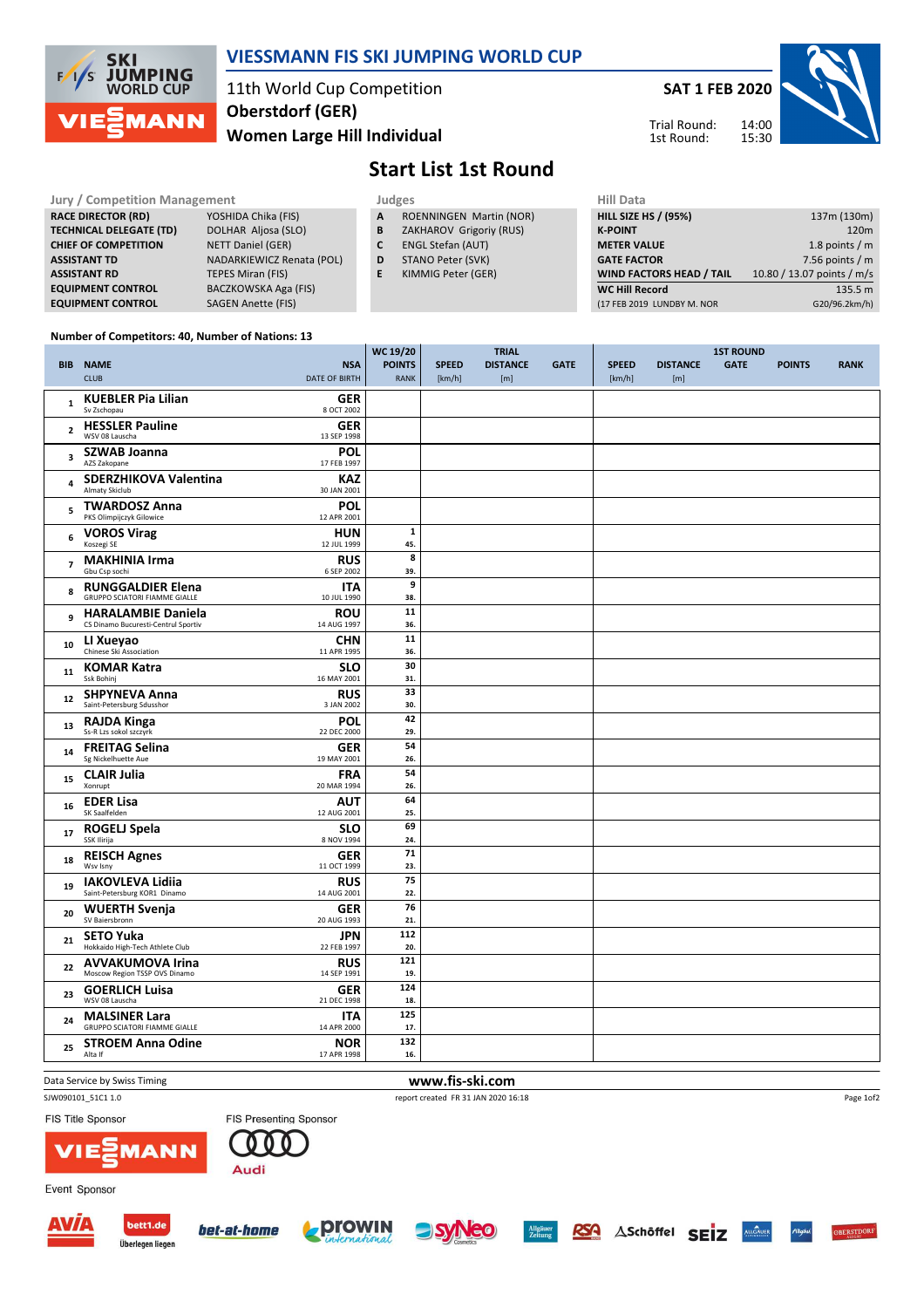# VIESSMANN FIS SKI JUMPING WORLD CUP

11th World Cup Competition
**Oberstdorf (GER)**
**Women Large Hill Individual**

**SAT 1 FEB 2020**

Trial Round: 14:00
1st Round: 15:30

## Start List 1st Round

| Jury / Competition Management | |
|---|---|
| **RACE DIRECTOR (RD)** | YOSHIDA Chika (FIS) |
| **TECHNICAL DELEGATE (TD)** | DOLHAR Aljosa (SLO) |
| **CHIEF OF COMPETITION** | NETT Daniel (GER) |
| **ASSISTANT TD** | NADARKIEWICZ Renata (POL) |
| **ASSISTANT RD** | TEPES Miran (FIS) |
| **EQUIPMENT CONTROL** | BACZKOWSKA Aga (FIS) |
| **EQUIPMENT CONTROL** | SAGEN Anette (FIS) |

| Judges | |
|---|---|
| **A** | ROENNINGEN Martin (NOR) |
| **B** | ZAKHAROV Grigoriy (RUS) |
| **C** | ENGL Stefan (AUT) |
| **D** | STANO Peter (SVK) |
| **E** | KIMMIG Peter (GER) |

| Hill Data | |
|---|---|
| **HILL SIZE HS / (95%)** | 137m (130m) |
| **K-POINT** | 120m |
| **METER VALUE** | 1.8 points / m |
| **GATE FACTOR** | 7.56 points / m |
| **WIND FACTORS HEAD / TAIL** | 10.80 / 13.07 points / m/s |
| **WC Hill Record** | 135.5 m |
| (17 FEB 2019 LUNDBY M. NOR | G20/96.2km/h) |

**Number of Competitors: 40, Number of Nations: 13**

| BIB | NAME / CLUB | NSA / DATE OF BIRTH | WC 19/20 POINTS / RANK | TRIAL SPEED [km/h] | TRIAL DISTANCE [m] | TRIAL GATE | 1ST ROUND SPEED [km/h] | 1ST ROUND DISTANCE [m] | 1ST ROUND GATE | POINTS | RANK |
|---|---|---|---|---|---|---|---|---|---|---|---|
| 1 | **KUEBLER Pia Lilian** Sv Zschopau | **GER** 8 OCT 2002 | | | | | | | | | |
| 2 | **HESSLER Pauline** WSV 08 Lauscha | **GER** 13 SEP 1998 | | | | | | | | | |
| 3 | **SZWAB Joanna** AZS Zakopane | **POL** 17 FEB 1997 | | | | | | | | | |
| 4 | **SDERZHIKOVA Valentina** Almaty Skiclub | **KAZ** 30 JAN 2001 | | | | | | | | | |
| 5 | **TWARDOSZ Anna** PKS Olimpijczyk Gilowice | **POL** 12 APR 2001 | | | | | | | | | |
| 6 | **VOROS Virag** Koszegi SE | **HUN** 12 JUL 1999 | 1 / 45. | | | | | | | | |
| 7 | **MAKHINIA Irma** Gbu Csp sochi | **RUS** 6 SEP 2002 | 8 / 39. | | | | | | | | |
| 8 | **RUNGGALDIER Elena** GRUPPO SCIATORI FIAMME GIALLE | **ITA** 10 JUL 1990 | 9 / 38. | | | | | | | | |
| 9 | **HARALAMBIE Daniela** CS Dinamo Bucuresti-Centrul Sportiv | **ROU** 14 AUG 1997 | 11 / 36. | | | | | | | | |
| 10 | **LI Xueyao** Chinese Ski Association | **CHN** 11 APR 1995 | 11 / 36. | | | | | | | | |
| 11 | **KOMAR Katra** Ssk Bohinj | **SLO** 16 MAY 2001 | 30 / 31. | | | | | | | | |
| 12 | **SHPYNEVA Anna** Saint-Petersburg Sdusshor | **RUS** 3 JAN 2002 | 33 / 30. | | | | | | | | |
| 13 | **RAJDA Kinga** Ss-R Lzs sokol szczyrk | **POL** 22 DEC 2000 | 42 / 29. | | | | | | | | |
| 14 | **FREITAG Selina** Sg Nickelhuette Aue | **GER** 19 MAY 2001 | 54 / 26. | | | | | | | | |
| 15 | **CLAIR Julia** Xonrupt | **FRA** 20 MAR 1994 | 54 / 26. | | | | | | | | |
| 16 | **EDER Lisa** SK Saalfelden | **AUT** 12 AUG 2001 | 64 / 25. | | | | | | | | |
| 17 | **ROGELJ Spela** SSK Ilirija | **SLO** 8 NOV 1994 | 69 / 24. | | | | | | | | |
| 18 | **REISCH Agnes** Wsv Isny | **GER** 11 OCT 1999 | 71 / 23. | | | | | | | | |
| 19 | **IAKOVLEVA Lidiia** Saint-Petersburg KOR1 Dinamo | **RUS** 14 AUG 2001 | 75 / 22. | | | | | | | | |
| 20 | **WUERTH Svenja** SV Baiersbronn | **GER** 20 AUG 1993 | 76 / 21. | | | | | | | | |
| 21 | **SETO Yuka** Hokkaido High-Tech Athlete Club | **JPN** 22 FEB 1997 | 112 / 20. | | | | | | | | |
| 22 | **AVVAKUMOVA Irina** Moscow Region TSSP OVS Dinamo | **RUS** 14 SEP 1991 | 121 / 19. | | | | | | | | |
| 23 | **GOERLICH Luisa** WSV 08 Lauscha | **GER** 21 DEC 1998 | 124 / 18. | | | | | | | | |
| 24 | **MALSINER Lara** GRUPPO SCIATORI FIAMME GIALLE | **ITA** 14 APR 2000 | 125 / 17. | | | | | | | | |
| 25 | **STROEM Anna Odine** Alta If | **NOR** 17 APR 1998 | 132 / 16. | | | | | | | | |

Data Service by Swiss Timing
www.fis-ski.com
SJW090101_51C1 1.0
report created FR 31 JAN 2020 16:18

FIS Title Sponsor
FIS Presenting Sponsor
Event Sponsor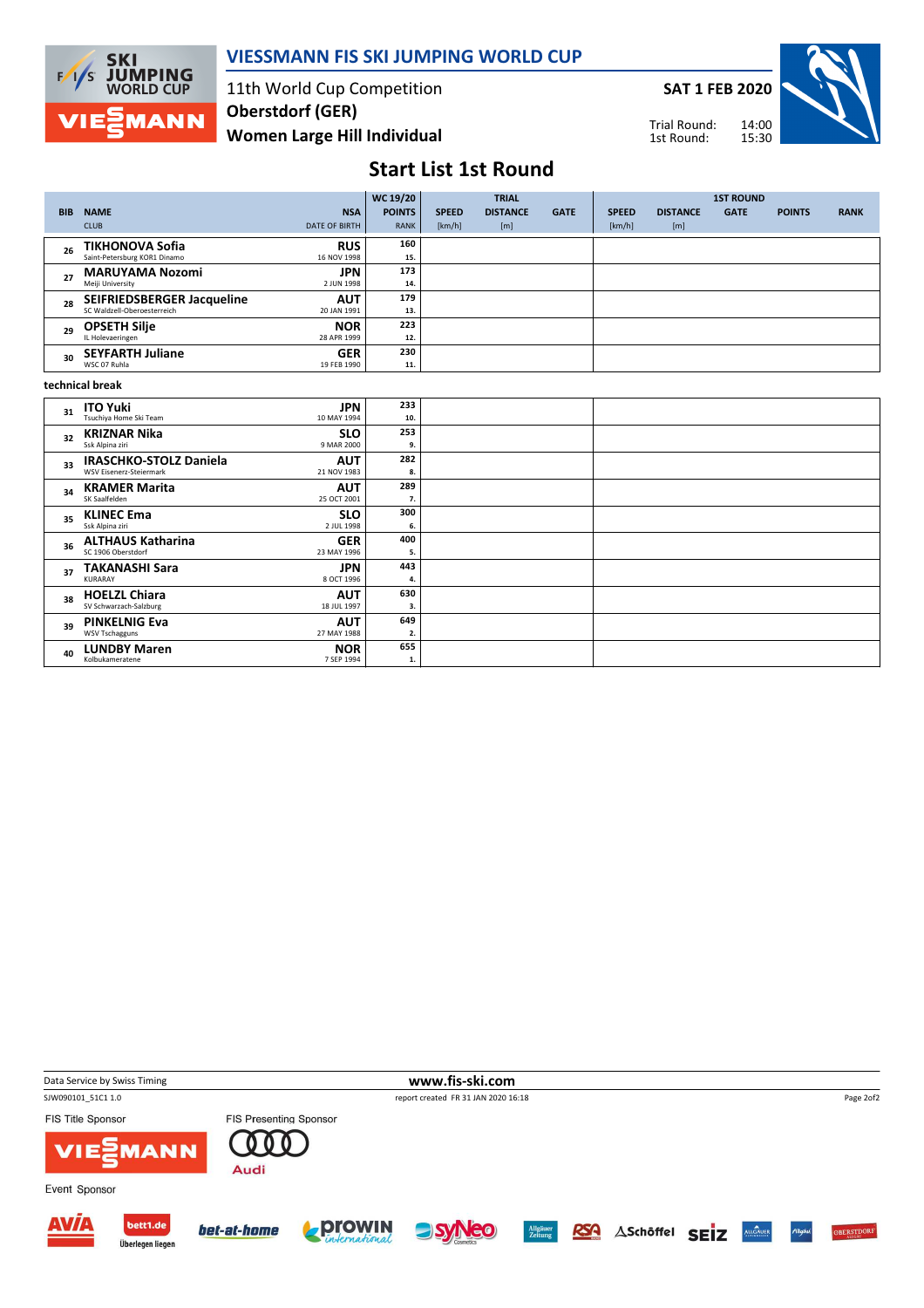# VIESSMANN FIS SKI JUMPING WORLD CUP

11th World Cup Competition
**Oberstdorf (GER)**
**Women Large Hill Individual**

**SAT 1 FEB 2020**

Trial Round: 14:00
1st Round: 15:30

## Start List 1st Round

| BIB | NAME<br>CLUB | NSA<br>DATE OF BIRTH | WC 19/20 POINTS<br>RANK | TRIAL SPEED [km/h] | TRIAL DISTANCE [m] | TRIAL GATE | 1ST ROUND SPEED [km/h] | 1ST ROUND DISTANCE [m] | 1ST ROUND GATE | POINTS | RANK |
|---|---|---|---|---|---|---|---|---|---|---|---|
| 26 | **TIKHONOVA Sofia**<br>Saint-Petersburg KOR1 Dinamo | **RUS**<br>16 NOV 1998 | 160<br>15. | | | | | | | | |
| 27 | **MARUYAMA Nozomi**<br>Meiji University | **JPN**<br>2 JUN 1998 | 173<br>14. | | | | | | | | |
| 28 | **SEIFRIEDSBERGER Jacqueline**<br>SC Waldzell-Oberoesterreich | **AUT**<br>20 JAN 1991 | 179<br>13. | | | | | | | | |
| 29 | **OPSETH Silje**<br>IL Holevaeringen | **NOR**<br>28 APR 1999 | 223<br>12. | | | | | | | | |
| 30 | **SEYFARTH Juliane**<br>WSC 07 Ruhla | **GER**<br>19 FEB 1990 | 230<br>11. | | | | | | | | |
| | **technical break** | | | | | | | | | | |
| 31 | **ITO Yuki**<br>Tsuchiya Home Ski Team | **JPN**<br>10 MAY 1994 | 233<br>10. | | | | | | | | |
| 32 | **KRIZNAR Nika**<br>Ssk Alpina ziri | **SLO**<br>9 MAR 2000 | 253<br>9. | | | | | | | | |
| 33 | **IRASCHKO-STOLZ Daniela**<br>WSV Eisenerz-Steiermark | **AUT**<br>21 NOV 1983 | 282<br>8. | | | | | | | | |
| 34 | **KRAMER Marita**<br>SK Saalfelden | **AUT**<br>25 OCT 2001 | 289<br>7. | | | | | | | | |
| 35 | **KLINEC Ema**<br>Ssk Alpina ziri | **SLO**<br>2 JUL 1998 | 300<br>6. | | | | | | | | |
| 36 | **ALTHAUS Katharina**<br>SC 1906 Oberstdorf | **GER**<br>23 MAY 1996 | 400<br>5. | | | | | | | | |
| 37 | **TAKANASHI Sara**<br>KURARAY | **JPN**<br>8 OCT 1996 | 443<br>4. | | | | | | | | |
| 38 | **HOELZL Chiara**<br>SV Schwarzach-Salzburg | **AUT**<br>18 JUL 1997 | 630<br>3. | | | | | | | | |
| 39 | **PINKELNIG Eva**<br>WSV Tschagguns | **AUT**<br>27 MAY 1988 | 649<br>2. | | | | | | | | |
| 40 | **LUNDBY Maren**<br>Kolbukameratene | **NOR**<br>7 SEP 1994 | 655<br>1. | | | | | | | | |

Data Service by Swiss Timing
www.fis-ski.com
SJW090101_51C1 1.0
report created FR 31 JAN 2020 16:18

FIS Title Sponsor
FIS Presenting Sponsor
Event Sponsor